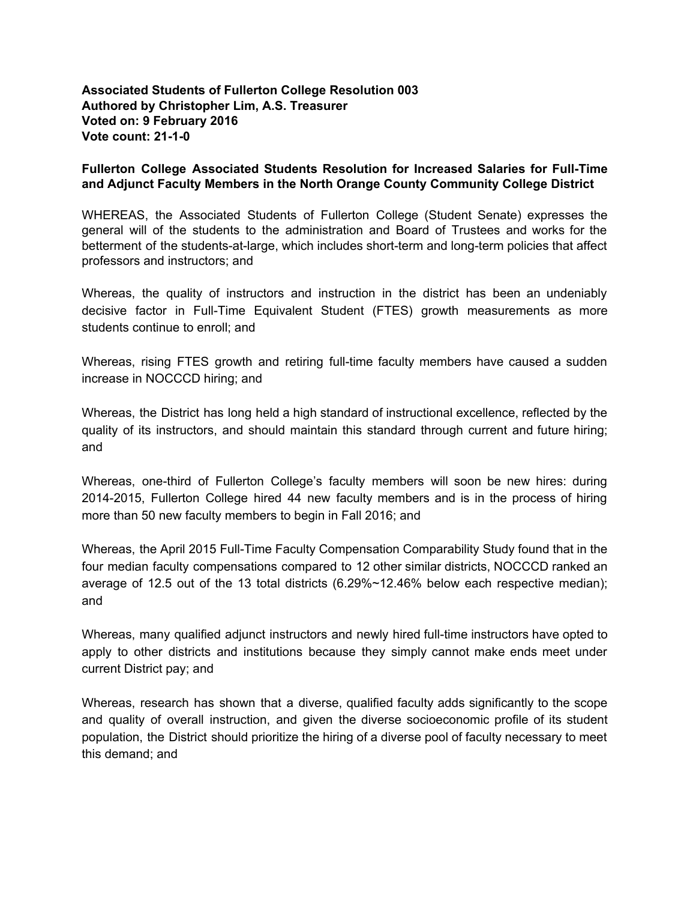**Associated Students of Fullerton College Resolution 003**
**Authored by Christopher Lim, A.S. Treasurer**
**Voted on: 9 February 2016**
**Vote count: 21-1-0**

**Fullerton College Associated Students Resolution for Increased Salaries for Full-Time and Adjunct Faculty Members in the North Orange County Community College District**

WHEREAS, the Associated Students of Fullerton College (Student Senate) expresses the general will of the students to the administration and Board of Trustees and works for the betterment of the students-at-large, which includes short-term and long-term policies that affect professors and instructors; and

Whereas, the quality of instructors and instruction in the district has been an undeniably decisive factor in Full-Time Equivalent Student (FTES) growth measurements as more students continue to enroll; and

Whereas, rising FTES growth and retiring full-time faculty members have caused a sudden increase in NOCCCD hiring; and

Whereas, the District has long held a high standard of instructional excellence, reflected by the quality of its instructors, and should maintain this standard through current and future hiring; and

Whereas, one-third of Fullerton College's faculty members will soon be new hires: during 2014-2015, Fullerton College hired 44 new faculty members and is in the process of hiring more than 50 new faculty members to begin in Fall 2016; and

Whereas, the April 2015 Full-Time Faculty Compensation Comparability Study found that in the four median faculty compensations compared to 12 other similar districts, NOCCCD ranked an average of 12.5 out of the 13 total districts (6.29%~12.46% below each respective median); and

Whereas, many qualified adjunct instructors and newly hired full-time instructors have opted to apply to other districts and institutions because they simply cannot make ends meet under current District pay; and

Whereas, research has shown that a diverse, qualified faculty adds significantly to the scope and quality of overall instruction, and given the diverse socioeconomic profile of its student population, the District should prioritize the hiring of a diverse pool of faculty necessary to meet this demand; and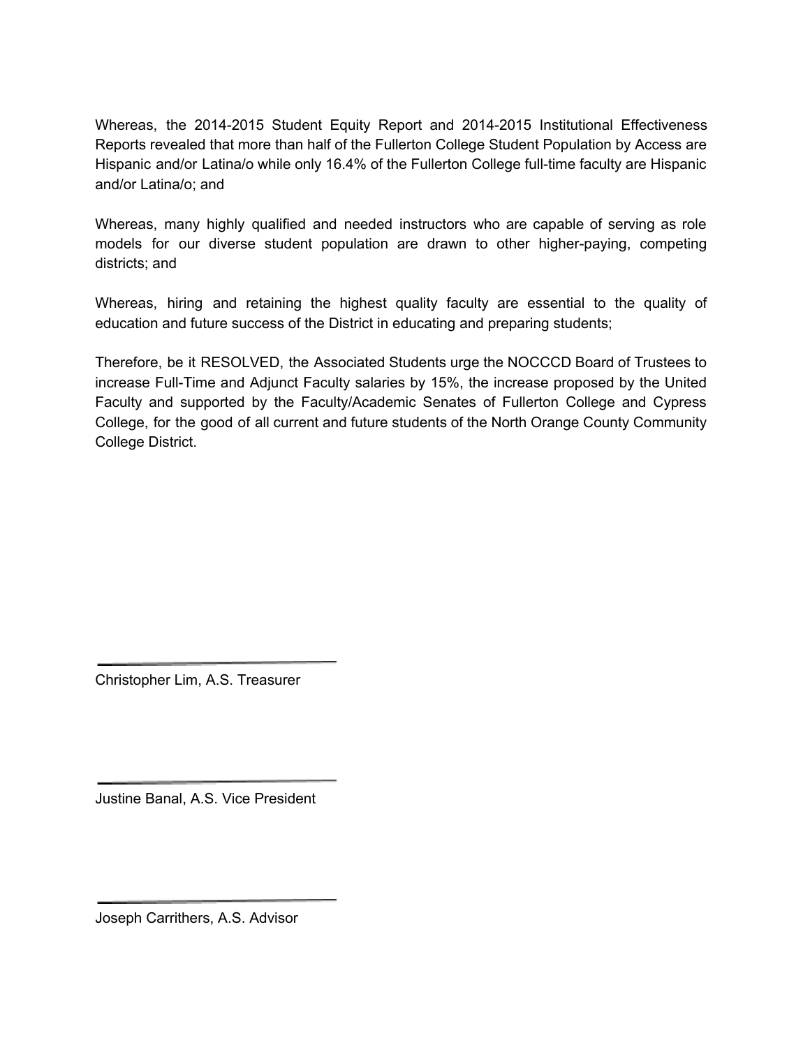Whereas, the 2014-2015 Student Equity Report and 2014-2015 Institutional Effectiveness Reports revealed that more than half of the Fullerton College Student Population by Access are Hispanic and/or Latina/o while only 16.4% of the Fullerton College full-time faculty are Hispanic and/or Latina/o; and

Whereas, many highly qualified and needed instructors who are capable of serving as role models for our diverse student population are drawn to other higher-paying, competing districts; and

Whereas, hiring and retaining the highest quality faculty are essential to the quality of education and future success of the District in educating and preparing students;

Therefore, be it RESOLVED, the Associated Students urge the NOCCCD Board of Trustees to increase Full-Time and Adjunct Faculty salaries by 15%, the increase proposed by the United Faculty and supported by the Faculty/Academic Senates of Fullerton College and Cypress College, for the good of all current and future students of the North Orange County Community College District.

\_\_\_\_\_\_\_\_\_\_\_\_\_\_\_\_\_\_\_\_\_\_\_\_\_\_\_\_

Christopher Lim, A.S. Treasurer

\_\_\_\_\_\_\_\_\_\_\_\_\_\_\_\_\_\_\_\_\_\_\_\_\_\_\_\_

Justine Banal, A.S. Vice President

\_\_\_\_\_\_\_\_\_\_\_\_\_\_\_\_\_\_\_\_\_\_\_\_\_\_\_\_

Joseph Carrithers, A.S. Advisor